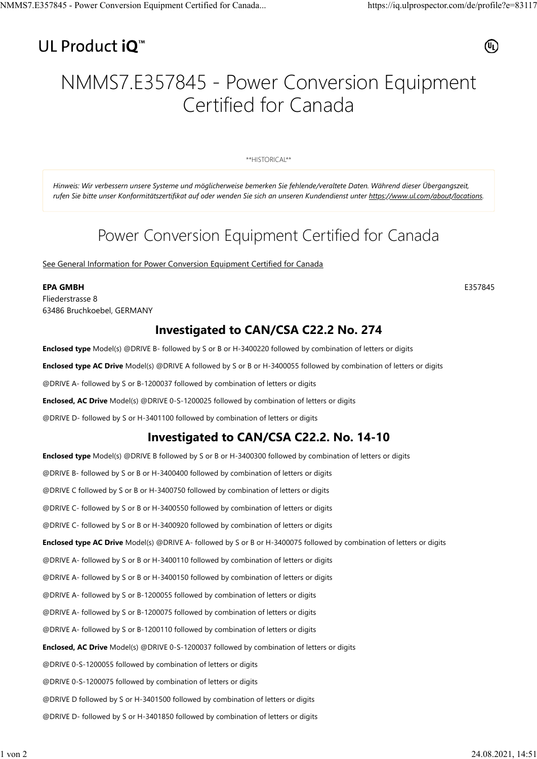UL Product iQ™

# NMMS7.E357845 - Power Conversion Equipment Certified for Canada

**HISTORICAL**

*Hinweis: Wir verbessern unsere Systeme und möglicherweise bemerken Sie fehlende/veraltete Daten. Während dieser Übergangszeit, rufen Sie bitte unser Konformitätszertifikat auf oder wenden Sie sich an unseren Kundendienst unter https://www.ul.com/about/locations.*

## Power Conversion Equipment Certified for Canada

See General Information for Power Conversion Equipment Certified for Canada

**EPA GMBH**
Fliederstrasse 8
63486 Bruchkoebel, GERMANY

E357845

### Investigated to CAN/CSA C22.2 No. 274

**Enclosed type** Model(s) @DRIVE B- followed by S or B or H-3400220 followed by combination of letters or digits

**Enclosed type AC Drive** Model(s) @DRIVE A followed by S or B or H-3400055 followed by combination of letters or digits

@DRIVE A- followed by S or B-1200037 followed by combination of letters or digits

**Enclosed, AC Drive** Model(s) @DRIVE 0-S-1200025 followed by combination of letters or digits

@DRIVE D- followed by S or H-3401100 followed by combination of letters or digits

### Investigated to CAN/CSA C22.2. No. 14-10

**Enclosed type** Model(s) @DRIVE B followed by S or B or H-3400300 followed by combination of letters or digits

@DRIVE B- followed by S or B or H-3400400 followed by combination of letters or digits

@DRIVE C followed by S or B or H-3400750 followed by combination of letters or digits

@DRIVE C- followed by S or B or H-3400550 followed by combination of letters or digits

@DRIVE C- followed by S or B or H-3400920 followed by combination of letters or digits

**Enclosed type AC Drive** Model(s) @DRIVE A- followed by S or B or H-3400075 followed by combination of letters or digits

@DRIVE A- followed by S or B or H-3400110 followed by combination of letters or digits

@DRIVE A- followed by S or B or H-3400150 followed by combination of letters or digits

@DRIVE A- followed by S or B-1200055 followed by combination of letters or digits

@DRIVE A- followed by S or B-1200075 followed by combination of letters or digits

@DRIVE A- followed by S or B-1200110 followed by combination of letters or digits

**Enclosed, AC Drive** Model(s) @DRIVE 0-S-1200037 followed by combination of letters or digits

@DRIVE 0-S-1200055 followed by combination of letters or digits

@DRIVE 0-S-1200075 followed by combination of letters or digits

@DRIVE D followed by S or H-3401500 followed by combination of letters or digits

@DRIVE D- followed by S or H-3401850 followed by combination of letters or digits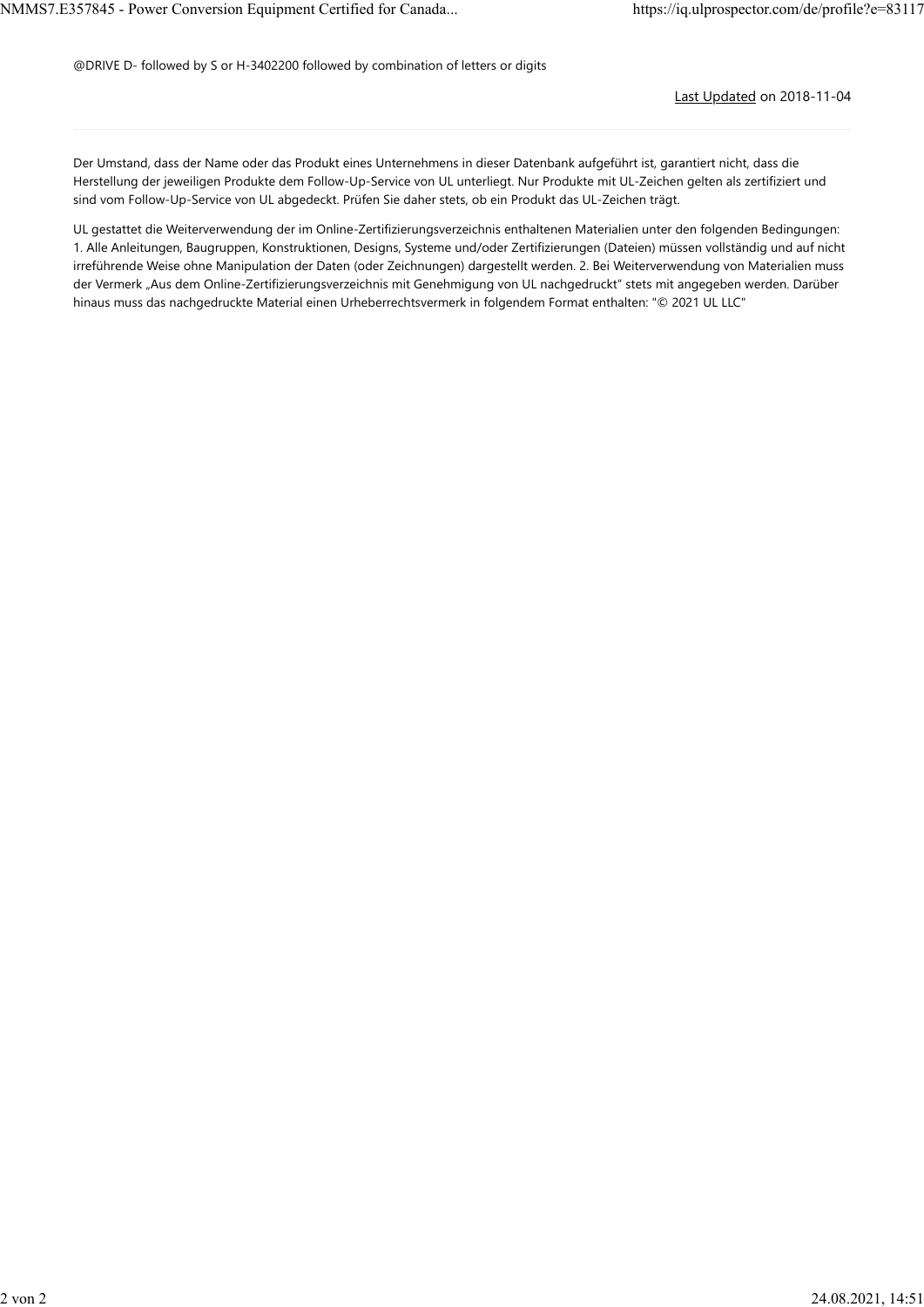@DRIVE D- followed by S or H-3402200 followed by combination of letters or digits

Last Updated on 2018-11-04

---

Der Umstand, dass der Name oder das Produkt eines Unternehmens in dieser Datenbank aufgeführt ist, garantiert nicht, dass die Herstellung der jeweiligen Produkte dem Follow-Up-Service von UL unterliegt. Nur Produkte mit UL-Zeichen gelten als zertifiziert und sind vom Follow-Up-Service von UL abgedeckt. Prüfen Sie daher stets, ob ein Produkt das UL-Zeichen trägt.

UL gestattet die Weiterverwendung der im Online-Zertifizierungsverzeichnis enthaltenen Materialien unter den folgenden Bedingungen: 1. Alle Anleitungen, Baugruppen, Konstruktionen, Designs, Systeme und/oder Zertifizierungen (Dateien) müssen vollständig und auf nicht irreführende Weise ohne Manipulation der Daten (oder Zeichnungen) dargestellt werden. 2. Bei Weiterverwendung von Materialien muss der Vermerk „Aus dem Online-Zertifizierungsverzeichnis mit Genehmigung von UL nachgedruckt" stets mit angegeben werden. Darüber hinaus muss das nachgedruckte Material einen Urheberrechtsvermerk in folgendem Format enthalten: "© 2021 UL LLC"